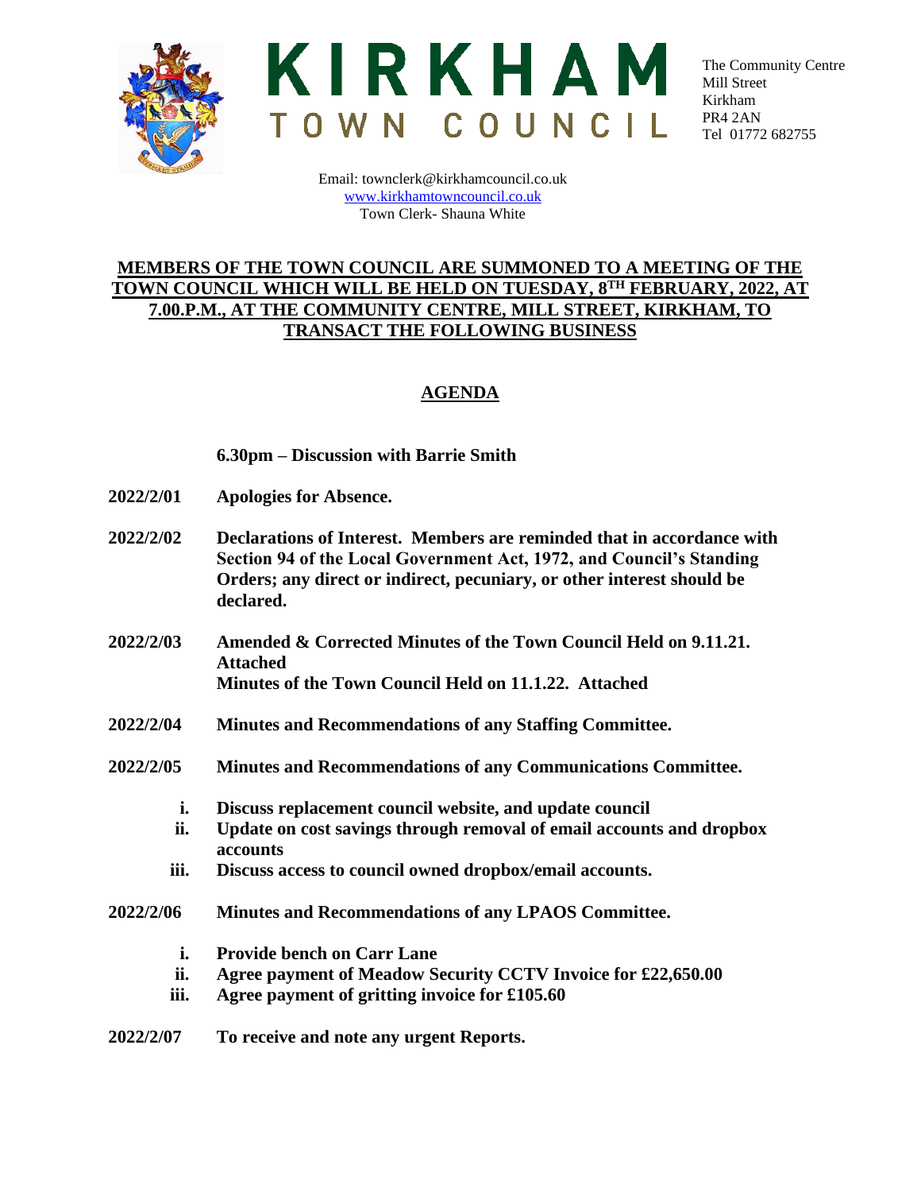# KIRKHAM TOWN COUNCIL

The Community Centre
Mill Street
Kirkham
PR4 2AN
Tel 01772 682755

Email: townclerk@kirkhamcouncil.co.uk
www.kirkhamtowncouncil.co.uk
Town Clerk- Shauna White

**MEMBERS OF THE TOWN COUNCIL ARE SUMMONED TO A MEETING OF THE TOWN COUNCIL WHICH WILL BE HELD ON TUESDAY, 8TH FEBRUARY, 2022, AT 7.00.P.M., AT THE COMMUNITY CENTRE, MILL STREET, KIRKHAM, TO TRANSACT THE FOLLOWING BUSINESS**

## AGENDA

**6.30pm – Discussion with Barrie Smith**

**2022/2/01** **Apologies for Absence.**

**2022/2/02** **Declarations of Interest. Members are reminded that in accordance with Section 94 of the Local Government Act, 1972, and Council's Standing Orders; any direct or indirect, pecuniary, or other interest should be declared.**

**2022/2/03** **Amended & Corrected Minutes of the Town Council Held on 9.11.21. Attached**
**Minutes of the Town Council Held on 11.1.22. Attached**

**2022/2/04** **Minutes and Recommendations of any Staffing Committee.**

**2022/2/05** **Minutes and Recommendations of any Communications Committee.**

- **i.** **Discuss replacement council website, and update council**
- **ii.** **Update on cost savings through removal of email accounts and dropbox accounts**
- **iii.** **Discuss access to council owned dropbox/email accounts.**

**2022/2/06** **Minutes and Recommendations of any LPAOS Committee.**

- **i.** **Provide bench on Carr Lane**
- **ii.** **Agree payment of Meadow Security CCTV Invoice for £22,650.00**
- **iii.** **Agree payment of gritting invoice for £105.60**

**2022/2/07** **To receive and note any urgent Reports.**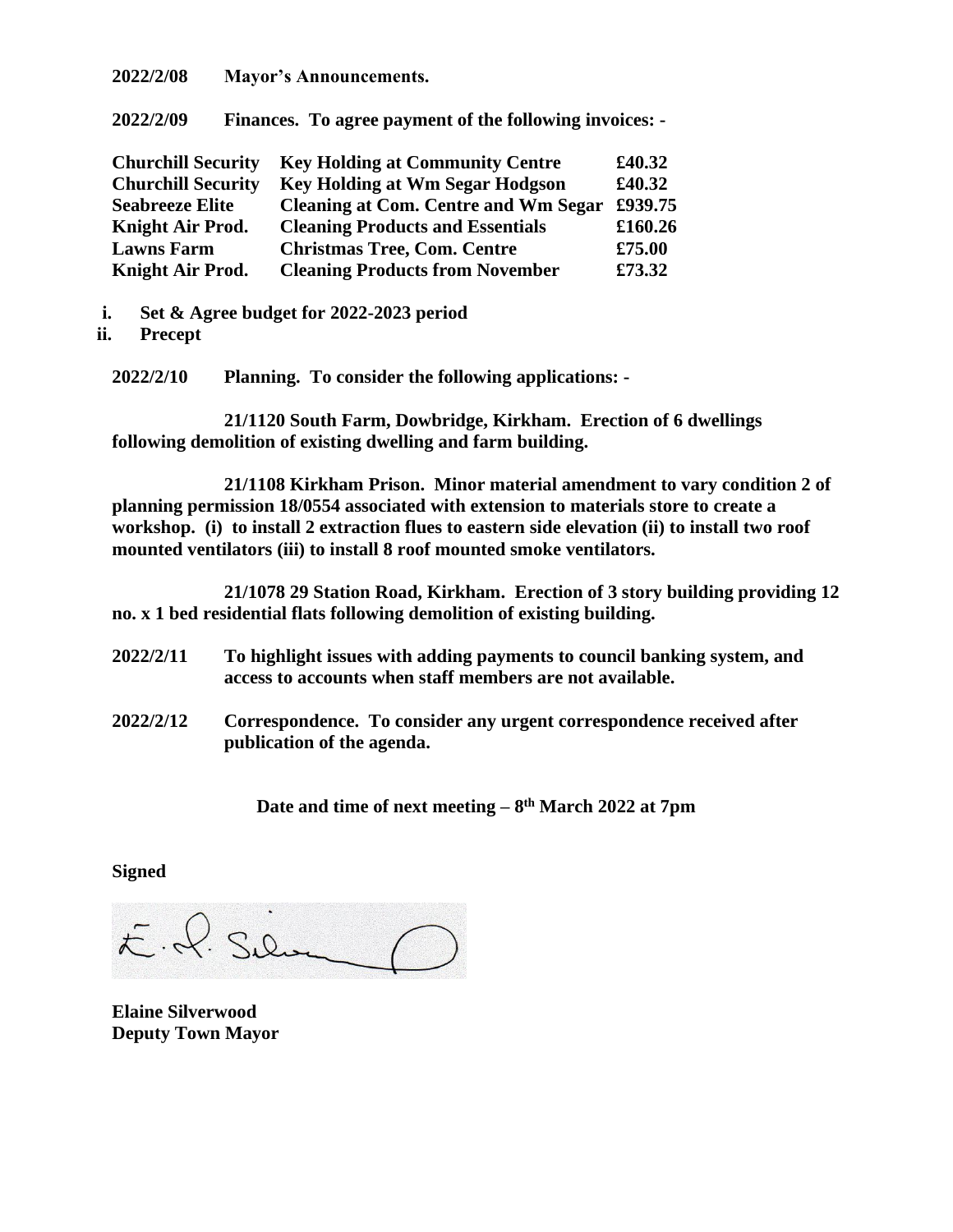**2022/2/08 Mayor's Announcements.**

**2022/2/09 Finances. To agree payment of the following invoices: -**

| | | |
|---|---|---|
| **Churchill Security** | **Key Holding at Community Centre** | **£40.32** |
| **Churchill Security** | **Key Holding at Wm Segar Hodgson** | **£40.32** |
| **Seabreeze Elite** | **Cleaning at Com. Centre and Wm Segar** | **£939.75** |
| **Knight Air Prod.** | **Cleaning Products and Essentials** | **£160.26** |
| **Lawns Farm** | **Christmas Tree, Com. Centre** | **£75.00** |
| **Knight Air Prod.** | **Cleaning Products from November** | **£73.32** |

i. **Set & Agree budget for 2022-2023 period**
ii. **Precept**

**2022/2/10 Planning. To consider the following applications: -**

**21/1120 South Farm, Dowbridge, Kirkham. Erection of 6 dwellings following demolition of existing dwelling and farm building.**

**21/1108 Kirkham Prison. Minor material amendment to vary condition 2 of planning permission 18/0554 associated with extension to materials store to create a workshop. (i) to install 2 extraction flues to eastern side elevation (ii) to install two roof mounted ventilators (iii) to install 8 roof mounted smoke ventilators.**

**21/1078 29 Station Road, Kirkham. Erection of 3 story building providing 12 no. x 1 bed residential flats following demolition of existing building.**

**2022/2/11 To highlight issues with adding payments to council banking system, and access to accounts when staff members are not available.**

**2022/2/12 Correspondence. To consider any urgent correspondence received after publication of the agenda.**

**Date and time of next meeting – 8th March 2022 at 7pm**

**Signed**

E. L. Silverwood

**Elaine Silverwood**
**Deputy Town Mayor**